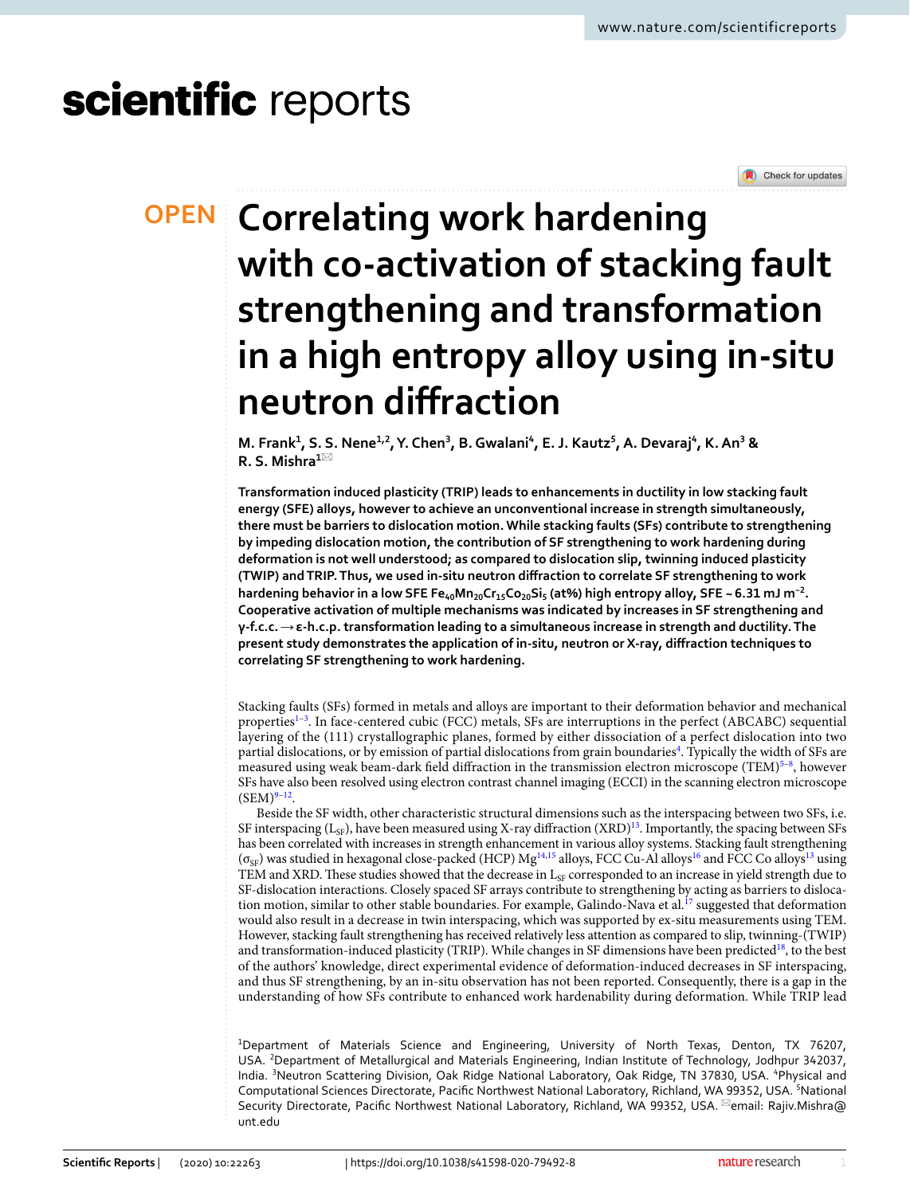# Correlating work hardening with co-activation of stacking fault strengthening and transformation in a high entropy alloy using in-situ neutron diffraction

**M. Frank[1], S. S. Nene[1,2], Y. Chen[3], B. Gwalani[4], E. J. Kautz[5], A. Devaraj[4], K. An[3] & R. S. Mishra[1]**

**Transformation induced plasticity (TRIP) leads to enhancements in ductility in low stacking fault energy (SFE) alloys, however to achieve an unconventional increase in strength simultaneously, there must be barriers to dislocation motion. While stacking faults (SFs) contribute to strengthening by impeding dislocation motion, the contribution of SF strengthening to work hardening during deformation is not well understood; as compared to dislocation slip, twinning induced plasticity (TWIP) and TRIP. Thus, we used in-situ neutron diffraction to correlate SF strengthening to work hardening behavior in a low SFE $Fe_{40}Mn_{20}Cr_{15}Co_{20}Si_5$ (at%) high entropy alloy, SFE ~ 6.31 mJ m$^{-2}$. Cooperative activation of multiple mechanisms was indicated by increases in SF strengthening and γ-f.c.c. → ε-h.c.p. transformation leading to a simultaneous increase in strength and ductility. The present study demonstrates the application of in-situ, neutron or X-ray, diffraction techniques to correlating SF strengthening to work hardening.**

Stacking faults (SFs) formed in metals and alloys are important to their deformation behavior and mechanical properties[1–3]. In face-centered cubic (FCC) metals, SFs are interruptions in the perfect (ABCABC) sequential layering of the (111) crystallographic planes, formed by either dissociation of a perfect dislocation into two partial dislocations, or by emission of partial dislocations from grain boundaries[4]. Typically the width of SFs are measured using weak beam-dark field diffraction in the transmission electron microscope (TEM)[5–8], however SFs have also been resolved using electron contrast channel imaging (ECCI) in the scanning electron microscope (SEM)[9–12].

Beside the SF width, other characteristic structural dimensions such as the interspacing between two SFs, i.e. SF interspacing ($L_{SF}$), have been measured using X-ray diffraction (XRD)[13]. Importantly, the spacing between SFs has been correlated with increases in strength enhancement in various alloy systems. Stacking fault strengthening ($\sigma_{SF}$) was studied in hexagonal close-packed (HCP) Mg[14,15] alloys, FCC Cu-Al alloys[16] and FCC Co alloys[13] using TEM and XRD. These studies showed that the decrease in $L_{SF}$ corresponded to an increase in yield strength due to SF-dislocation interactions. Closely spaced SF arrays contribute to strengthening by acting as barriers to dislocation motion, similar to other stable boundaries. For example, Galindo-Nava et al.[17] suggested that deformation would also result in a decrease in twin interspacing, which was supported by ex-situ measurements using TEM. However, stacking fault strengthening has received relatively less attention as compared to slip, twinning-(TWIP) and transformation-induced plasticity (TRIP). While changes in SF dimensions have been predicted[18], to the best of the authors' knowledge, direct experimental evidence of deformation-induced decreases in SF interspacing, and thus SF strengthening, by an in-situ observation has not been reported. Consequently, there is a gap in the understanding of how SFs contribute to enhanced work hardenability during deformation. While TRIP lead

[1]Department of Materials Science and Engineering, University of North Texas, Denton, TX 76207, USA. [2]Department of Metallurgical and Materials Engineering, Indian Institute of Technology, Jodhpur 342037, India. [3]Neutron Scattering Division, Oak Ridge National Laboratory, Oak Ridge, TN 37830, USA. [4]Physical and Computational Sciences Directorate, Pacific Northwest National Laboratory, Richland, WA 99352, USA. [5]National Security Directorate, Pacific Northwest National Laboratory, Richland, WA 99352, USA. email: Rajiv.Mishra@unt.edu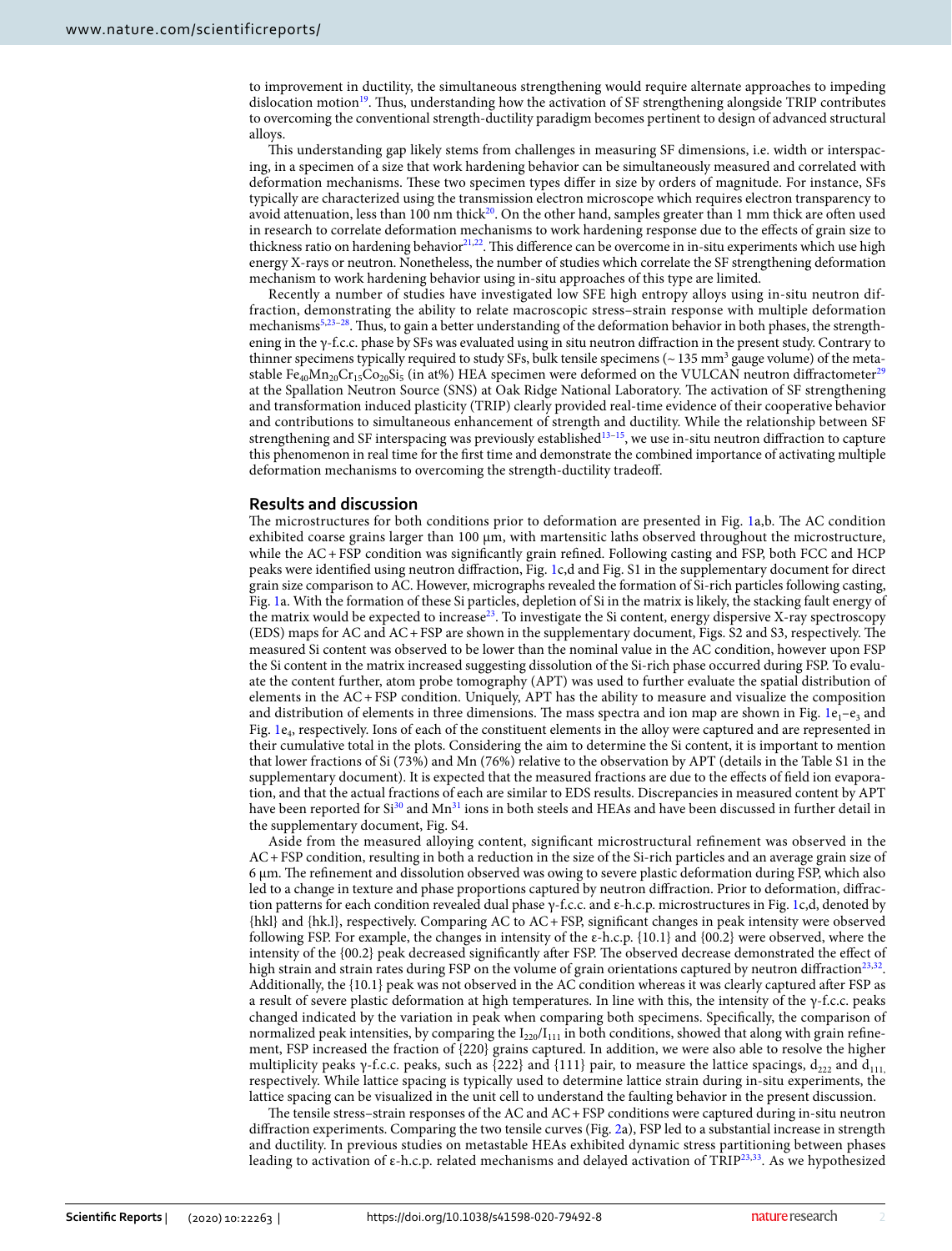to improvement in ductility, the simultaneous strengthening would require alternate approaches to impeding dislocation motion[19]. Thus, understanding how the activation of SF strengthening alongside TRIP contributes to overcoming the conventional strength-ductility paradigm becomes pertinent to design of advanced structural alloys.

This understanding gap likely stems from challenges in measuring SF dimensions, i.e. width or interspacing, in a specimen of a size that work hardening behavior can be simultaneously measured and correlated with deformation mechanisms. These two specimen types differ in size by orders of magnitude. For instance, SFs typically are characterized using the transmission electron microscope which requires electron transparency to avoid attenuation, less than 100 nm thick[20]. On the other hand, samples greater than 1 mm thick are often used in research to correlate deformation mechanisms to work hardening response due to the effects of grain size to thickness ratio on hardening behavior[21,22]. This difference can be overcome in in-situ experiments which use high energy X-rays or neutron. Nonetheless, the number of studies which correlate the SF strengthening deformation mechanism to work hardening behavior using in-situ approaches of this type are limited.

Recently a number of studies have investigated low SFE high entropy alloys using in-situ neutron diffraction, demonstrating the ability to relate macroscopic stress–strain response with multiple deformation mechanisms[5,23–28]. Thus, to gain a better understanding of the deformation behavior in both phases, the strengthening in the γ-f.c.c. phase by SFs was evaluated using in situ neutron diffraction in the present study. Contrary to thinner specimens typically required to study SFs, bulk tensile specimens (~ 135 $mm^3$ gauge volume) of the metastable $Fe_{40}Mn_{20}Cr_{15}Co_{20}Si_5$ (in at%) HEA specimen were deformed on the VULCAN neutron diffractometer[29] at the Spallation Neutron Source (SNS) at Oak Ridge National Laboratory. The activation of SF strengthening and transformation induced plasticity (TRIP) clearly provided real-time evidence of their cooperative behavior and contributions to simultaneous enhancement of strength and ductility. While the relationship between SF strengthening and SF interspacing was previously established[13–15], we use in-situ neutron diffraction to capture this phenomenon in real time for the first time and demonstrate the combined importance of activating multiple deformation mechanisms to overcoming the strength-ductility tradeoff.

## Results and discussion

The microstructures for both conditions prior to deformation are presented in Fig. 1a,b. The AC condition exhibited coarse grains larger than 100 µm, with martensitic laths observed throughout the microstructure, while the AC + FSP condition was significantly grain refined. Following casting and FSP, both FCC and HCP peaks were identified using neutron diffraction, Fig. 1c,d and Fig. S1 in the supplementary document for direct grain size comparison to AC. However, micrographs revealed the formation of Si-rich particles following casting, Fig. 1a. With the formation of these Si particles, depletion of Si in the matrix is likely, the stacking fault energy of the matrix would be expected to increase[23]. To investigate the Si content, energy dispersive X-ray spectroscopy (EDS) maps for AC and AC + FSP are shown in the supplementary document, Figs. S2 and S3, respectively. The measured Si content was observed to be lower than the nominal value in the AC condition, however upon FSP the Si content in the matrix increased suggesting dissolution of the Si-rich phase occurred during FSP. To evaluate the content further, atom probe tomography (APT) was used to further evaluate the spatial distribution of elements in the AC + FSP condition. Uniquely, APT has the ability to measure and visualize the composition and distribution of elements in three dimensions. The mass spectra and ion map are shown in Fig. 1$e_1$–$e_3$ and Fig. 1$e_4$, respectively. Ions of each of the constituent elements in the alloy were captured and are represented in their cumulative total in the plots. Considering the aim to determine the Si content, it is important to mention that lower fractions of Si (73%) and Mn (76%) relative to the observation by APT (details in the Table S1 in the supplementary document). It is expected that the measured fractions are due to the effects of field ion evaporation, and that the actual fractions of each are similar to EDS results. Discrepancies in measured content by APT have been reported for Si[30] and Mn[31] ions in both steels and HEAs and have been discussed in further detail in the supplementary document, Fig. S4.

Aside from the measured alloying content, significant microstructural refinement was observed in the AC + FSP condition, resulting in both a reduction in the size of the Si-rich particles and an average grain size of 6 µm. The refinement and dissolution observed was owing to severe plastic deformation during FSP, which also led to a change in texture and phase proportions captured by neutron diffraction. Prior to deformation, diffraction patterns for each condition revealed dual phase γ-f.c.c. and ε-h.c.p. microstructures in Fig. 1c,d, denoted by {hkl} and {hk.l}, respectively. Comparing AC to AC + FSP, significant changes in peak intensity were observed following FSP. For example, the changes in intensity of the ε-h.c.p. {10.1} and {00.2} were observed, where the intensity of the {00.2} peak decreased significantly after FSP. The observed decrease demonstrated the effect of high strain and strain rates during FSP on the volume of grain orientations captured by neutron diffraction[23,32]. Additionally, the {10.1} peak was not observed in the AC condition whereas it was clearly captured after FSP as a result of severe plastic deformation at high temperatures. In line with this, the intensity of the γ-f.c.c. peaks changed indicated by the variation in peak when comparing both specimens. Specifically, the comparison of normalized peak intensities, by comparing the $I_{220}/I_{111}$ in both conditions, showed that along with grain refinement, FSP increased the fraction of {220} grains captured. In addition, we were also able to resolve the higher multiplicity peaks γ-f.c.c. peaks, such as {222} and {111} pair, to measure the lattice spacings, $d_{222}$ and $d_{111}$, respectively. While lattice spacing is typically used to determine lattice strain during in-situ experiments, the lattice spacing can be visualized in the unit cell to understand the faulting behavior in the present discussion.

The tensile stress–strain responses of the AC and AC + FSP conditions were captured during in-situ neutron diffraction experiments. Comparing the two tensile curves (Fig. 2a), FSP led to a substantial increase in strength and ductility. In previous studies on metastable HEAs exhibited dynamic stress partitioning between phases leading to activation of ε-h.c.p. related mechanisms and delayed activation of TRIP[23,33]. As we hypothesized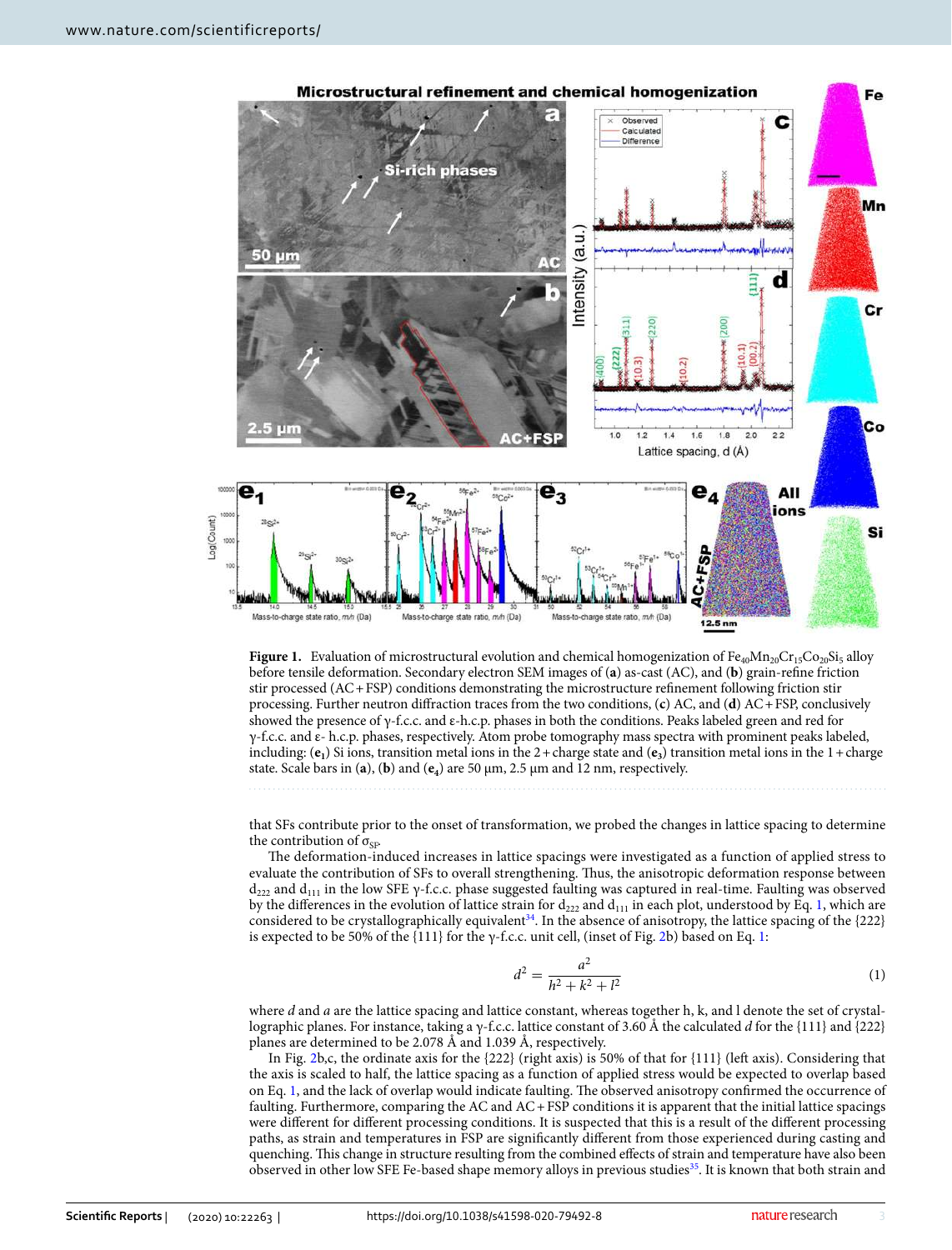**Figure 1.** Evaluation of microstructural evolution and chemical homogenization of $Fe_{40}Mn_{20}Cr_{15}Co_{20}Si_5$ alloy before tensile deformation. Secondary electron SEM images of (**a**) as-cast (AC), and (**b**) grain-refine friction stir processed (AC + FSP) conditions demonstrating the microstructure refinement following friction stir processing. Further neutron diffraction traces from the two conditions, (**c**) AC, and (**d**) AC + FSP, conclusively showed the presence of γ-f.c.c. and ε-h.c.p. phases in both the conditions. Peaks labeled green and red for γ-f.c.c. and ε- h.c.p. phases, respectively. Atom probe tomography mass spectra with prominent peaks labeled, including: ($e_1$) Si ions, transition metal ions in the 2 + charge state and ($e_3$) transition metal ions in the 1 + charge state. Scale bars in (**a**), (**b**) and ($e_4$) are 50 µm, 2.5 µm and 12 nm, respectively.

that SFs contribute prior to the onset of transformation, we probed the changes in lattice spacing to determine the contribution of $\sigma_{SF}$.

The deformation-induced increases in lattice spacings were investigated as a function of applied stress to evaluate the contribution of SFs to overall strengthening. Thus, the anisotropic deformation response between $d_{222}$ and $d_{111}$ in the low SFE γ-f.c.c. phase suggested faulting was captured in real-time. Faulting was observed by the differences in the evolution of lattice strain for $d_{222}$ and $d_{111}$ in each plot, understood by Eq. 1, which are considered to be crystallographically equivalent[34]. In the absence of anisotropy, the lattice spacing of the {222} is expected to be 50% of the {111} for the γ-f.c.c. unit cell, (inset of Fig. 2b) based on Eq. 1:

$$d^2 = \frac{a^2}{h^2 + k^2 + l^2} \tag{1}$$

where $d$ and $a$ are the lattice spacing and lattice constant, whereas together h, k, and l denote the set of crystallographic planes. For instance, taking a γ-f.c.c. lattice constant of 3.60 Å the calculated $d$ for the {111} and {222} planes are determined to be 2.078 Å and 1.039 Å, respectively.

In Fig. 2b,c, the ordinate axis for the {222} (right axis) is 50% of that for {111} (left axis). Considering that the axis is scaled to half, the lattice spacing as a function of applied stress would be expected to overlap based on Eq. 1, and the lack of overlap would indicate faulting. The observed anisotropy confirmed the occurrence of faulting. Furthermore, comparing the AC and AC + FSP conditions it is apparent that the initial lattice spacings were different for different processing conditions. It is suspected that this is a result of the different processing paths, as strain and temperatures in FSP are significantly different from those experienced during casting and quenching. This change in structure resulting from the combined effects of strain and temperature have also been observed in other low SFE Fe-based shape memory alloys in previous studies[35]. It is known that both strain and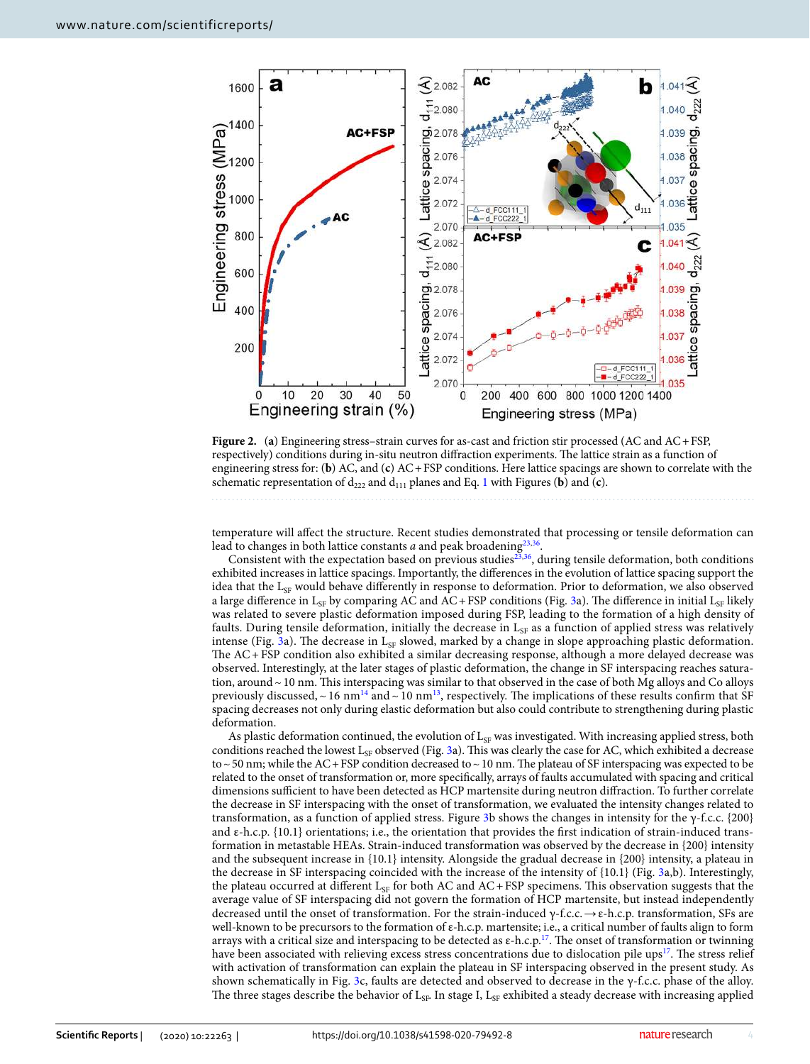**Figure 2.** (**a**) Engineering stress–strain curves for as-cast and friction stir processed (AC and AC + FSP, respectively) conditions during in-situ neutron diffraction experiments. The lattice strain as a function of engineering stress for: (**b**) AC, and (**c**) AC + FSP conditions. Here lattice spacings are shown to correlate with the schematic representation of $d_{222}$ and $d_{111}$ planes and Eq. 1 with Figures (**b**) and (**c**).

temperature will affect the structure. Recent studies demonstrated that processing or tensile deformation can lead to changes in both lattice constants *a* and peak broadening[23,36].

Consistent with the expectation based on previous studies[23,36], during tensile deformation, both conditions exhibited increases in lattice spacings. Importantly, the differences in the evolution of lattice spacing support the idea that the $L_{SF}$ would behave differently in response to deformation. Prior to deformation, we also observed a large difference in $L_{SF}$ by comparing AC and AC + FSP conditions (Fig. 3a). The difference in initial $L_{SF}$ likely was related to severe plastic deformation imposed during FSP, leading to the formation of a high density of faults. During tensile deformation, initially the decrease in $L_{SF}$ as a function of applied stress was relatively intense (Fig. 3a). The decrease in $L_{SF}$ slowed, marked by a change in slope approaching plastic deformation. The AC + FSP condition also exhibited a similar decreasing response, although a more delayed decrease was observed. Interestingly, at the later stages of plastic deformation, the change in SF interspacing reaches saturation, around ~ 10 nm. This interspacing was similar to that observed in the case of both Mg alloys and Co alloys previously discussed, ~ 16 nm[14] and ~ 10 nm[13], respectively. The implications of these results confirm that SF spacing decreases not only during elastic deformation but also could contribute to strengthening during plastic deformation.

As plastic deformation continued, the evolution of $L_{SF}$ was investigated. With increasing applied stress, both conditions reached the lowest $L_{SF}$ observed (Fig. 3a). This was clearly the case for AC, which exhibited a decrease to ~ 50 nm; while the AC + FSP condition decreased to ~ 10 nm. The plateau of SF interspacing was expected to be related to the onset of transformation or, more specifically, arrays of faults accumulated with spacing and critical dimensions sufficient to have been detected as HCP martensite during neutron diffraction. To further correlate the decrease in SF interspacing with the onset of transformation, we evaluated the intensity changes related to transformation as a function of applied stress. Figure 3b shows the changes in intensity for the γ-f.c.c. {200} and ε-h.c.p. {10.1} orientations; i.e., the orientation that provides the first indication of strain-induced transformation in metastable HEAs. Strain-induced transformation was observed by the decrease in {200} intensity and the subsequent increase in {10.1} intensity. Alongside the gradual decrease in {200} intensity, a plateau in the decrease in SF interspacing coincided with the increase of the intensity of {10.1} (Fig. 3a,b). Interestingly, the plateau occurred at different $L_{SF}$ for both AC and AC + FSP specimens. This observation suggests that the average value of SF interspacing did not govern the formation of HCP martensite, but instead independently decreased until the onset of transformation. For the strain-induced γ-f.c.c. → ε-h.c.p. transformation, SFs are well-known to be precursors to the formation of ε-h.c.p. martensite; i.e., a critical number of faults align to form arrays with a critical size and interspacing to be detected as ε-h.c.p.[17]. The onset of transformation or twinning have been associated with relieving excess stress concentrations due to dislocation pile ups[17]. The stress relief with activation of transformation can explain the plateau in SF interspacing observed in the present study. As shown schematically in Fig. 3c, faults are detected and observed to decrease in the γ-f.c.c. phase of the alloy. The three stages describe the behavior of $L_{SF}$. In stage I, $L_{SF}$ exhibited a steady decrease with increasing applied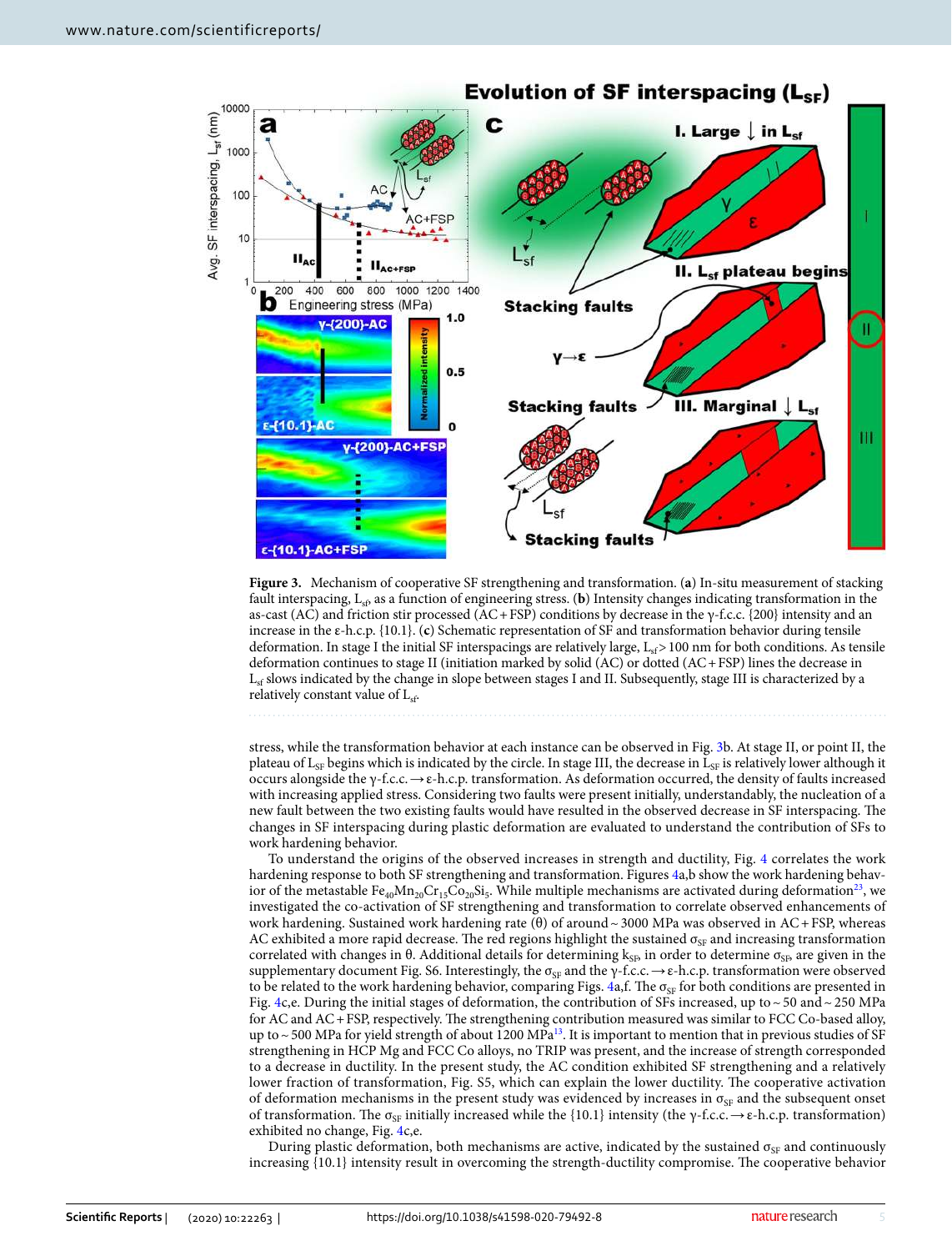**Figure 3.** Mechanism of cooperative SF strengthening and transformation. (**a**) In-situ measurement of stacking fault interspacing, $L_{sf}$, as a function of engineering stress. (**b**) Intensity changes indicating transformation in the as-cast (AC) and friction stir processed (AC + FSP) conditions by decrease in the γ-f.c.c. {200} intensity and an increase in the ε-h.c.p. {10.1}. (**c**) Schematic representation of SF and transformation behavior during tensile deformation. In stage I the initial SF interspacings are relatively large, $L_{sf}$ > 100 nm for both conditions. As tensile deformation continues to stage II (initiation marked by solid (AC) or dotted (AC + FSP) lines the decrease in $L_{sf}$ slows indicated by the change in slope between stages I and II. Subsequently, stage III is characterized by a relatively constant value of $L_{sf}$.

stress, while the transformation behavior at each instance can be observed in Fig. 3b. At stage II, or point II, the plateau of $L_{SF}$ begins which is indicated by the circle. In stage III, the decrease in $L_{SF}$ is relatively lower although it occurs alongside the γ-f.c.c. → ε-h.c.p. transformation. As deformation occurred, the density of faults increased with increasing applied stress. Considering two faults were present initially, understandably, the nucleation of a new fault between the two existing faults would have resulted in the observed decrease in SF interspacing. The changes in SF interspacing during plastic deformation are evaluated to understand the contribution of SFs to work hardening behavior.

To understand the origins of the observed increases in strength and ductility, Fig. 4 correlates the work hardening response to both SF strengthening and transformation. Figures 4a,b show the work hardening behavior of the metastable $Fe_{40}Mn_{20}Cr_{15}Co_{20}Si_5$. While multiple mechanisms are activated during deformation[23], we investigated the co-activation of SF strengthening and transformation to correlate observed enhancements of work hardening. Sustained work hardening rate (θ) of around ~ 3000 MPa was observed in AC + FSP, whereas AC exhibited a more rapid decrease. The red regions highlight the sustained $\sigma_{SF}$ and increasing transformation correlated with changes in θ. Additional details for determining $k_{SF}$, in order to determine $\sigma_{SF}$, are given in the supplementary document Fig. S6. Interestingly, the $\sigma_{SF}$ and the γ-f.c.c. → ε-h.c.p. transformation were observed to be related to the work hardening behavior, comparing Figs. 4a,f. The $\sigma_{SF}$ for both conditions are presented in Fig. 4c,e. During the initial stages of deformation, the contribution of SFs increased, up to ~ 50 and ~ 250 MPa for AC and AC + FSP, respectively. The strengthening contribution measured was similar to FCC Co-based alloy, up to ~ 500 MPa for yield strength of about 1200 MPa[13]. It is important to mention that in previous studies of SF strengthening in HCP Mg and FCC Co alloys, no TRIP was present, and the increase of strength corresponded to a decrease in ductility. In the present study, the AC condition exhibited SF strengthening and a relatively lower fraction of transformation, Fig. S5, which can explain the lower ductility. The cooperative activation of deformation mechanisms in the present study was evidenced by increases in $\sigma_{SF}$ and the subsequent onset of transformation. The $\sigma_{SF}$ initially increased while the {10.1} intensity (the γ-f.c.c. → ε-h.c.p. transformation) exhibited no change, Fig. 4c,e.

During plastic deformation, both mechanisms are active, indicated by the sustained $\sigma_{SF}$ and continuously increasing {10.1} intensity result in overcoming the strength-ductility compromise. The cooperative behavior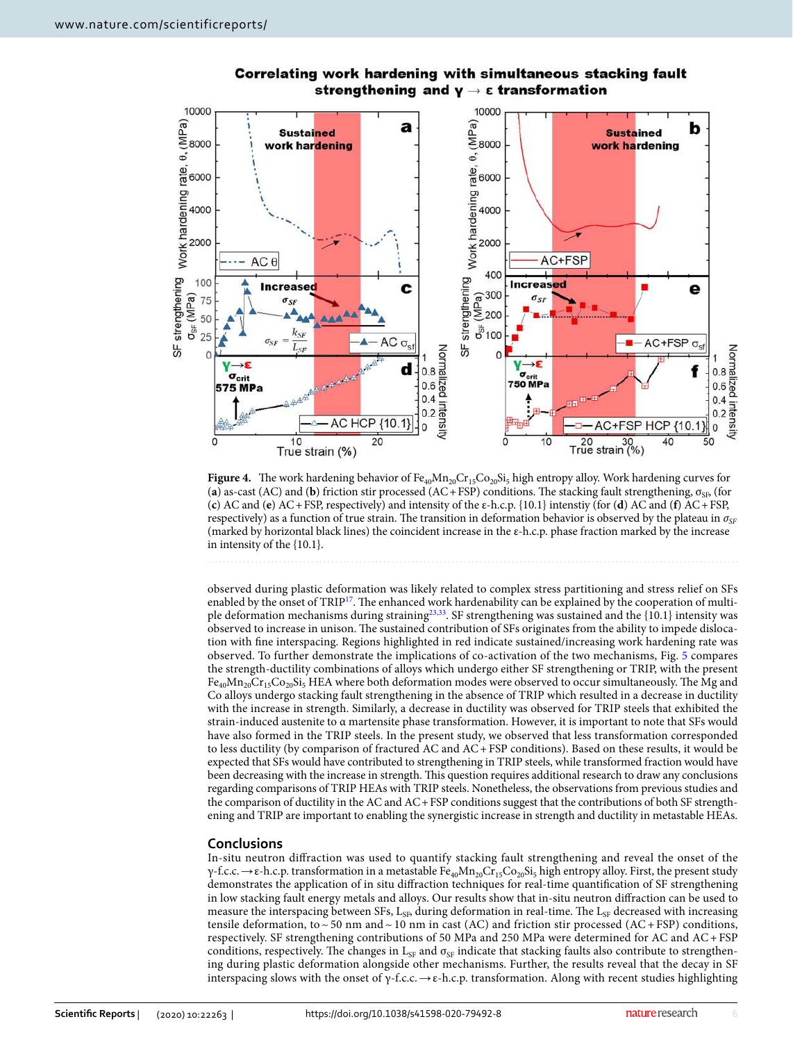**Figure 4.** The work hardening behavior of $Fe_{40}Mn_{20}Cr_{15}Co_{20}Si_5$ high entropy alloy. Work hardening curves for (**a**) as-cast (AC) and (**b**) friction stir processed (AC + FSP) conditions. The stacking fault strengthening, $\sigma_{SF}$, (for (**c**) AC and (**e**) AC + FSP, respectively) and intensity of the ε-h.c.p. {10.1} intenstiy (for (**d**) AC and (**f**) AC + FSP, respectively) as a function of true strain. The transition in deformation behavior is observed by the plateau in $\sigma_{SF}$ (marked by horizontal black lines) the coincident increase in the ε-h.c.p. phase fraction marked by the increase in intensity of the {10.1}.

observed during plastic deformation was likely related to complex stress partitioning and stress relief on SFs enabled by the onset of TRIP[17]. The enhanced work hardenability can be explained by the cooperation of multiple deformation mechanisms during straining[23,33]. SF strengthening was sustained and the {10.1} intensity was observed to increase in unison. The sustained contribution of SFs originates from the ability to impede dislocation with fine interspacing. Regions highlighted in red indicate sustained/increasing work hardening rate was observed. To further demonstrate the implications of co-activation of the two mechanisms, Fig. 5 compares the strength-ductility combinations of alloys which undergo either SF strengthening or TRIP, with the present $Fe_{40}Mn_{20}Cr_{15}Co_{20}Si_5$ HEA where both deformation modes were observed to occur simultaneously. The Mg and Co alloys undergo stacking fault strengthening in the absence of TRIP which resulted in a decrease in ductility with the increase in strength. Similarly, a decrease in ductility was observed for TRIP steels that exhibited the strain-induced austenite to α martensite phase transformation. However, it is important to note that SFs would have also formed in the TRIP steels. In the present study, we observed that less transformation corresponded to less ductility (by comparison of fractured AC and AC + FSP conditions). Based on these results, it would be expected that SFs would have contributed to strengthening in TRIP steels, while transformed fraction would have been decreasing with the increase in strength. This question requires additional research to draw any conclusions regarding comparisons of TRIP HEAs with TRIP steels. Nonetheless, the observations from previous studies and the comparison of ductility in the AC and AC + FSP conditions suggest that the contributions of both SF strengthening and TRIP are important to enabling the synergistic increase in strength and ductility in metastable HEAs.

## Conclusions

In-situ neutron diffraction was used to quantify stacking fault strengthening and reveal the onset of the γ-f.c.c. → ε-h.c.p. transformation in a metastable $Fe_{40}Mn_{20}Cr_{15}Co_{20}Si_5$ high entropy alloy. First, the present study demonstrates the application of in situ diffraction techniques for real-time quantification of SF strengthening in low stacking fault energy metals and alloys. Our results show that in-situ neutron diffraction can be used to measure the interspacing between SFs, $L_{SF}$, during deformation in real-time. The $L_{SF}$ decreased with increasing tensile deformation, to ~ 50 nm and ~ 10 nm in cast (AC) and friction stir processed (AC + FSP) conditions, respectively. SF strengthening contributions of 50 MPa and 250 MPa were determined for AC and AC + FSP conditions, respectively. The changes in $L_{SF}$ and $\sigma_{SF}$ indicate that stacking faults also contribute to strengthening during plastic deformation alongside other mechanisms. Further, the results reveal that the decay in SF interspacing slows with the onset of γ-f.c.c. → ε-h.c.p. transformation. Along with recent studies highlighting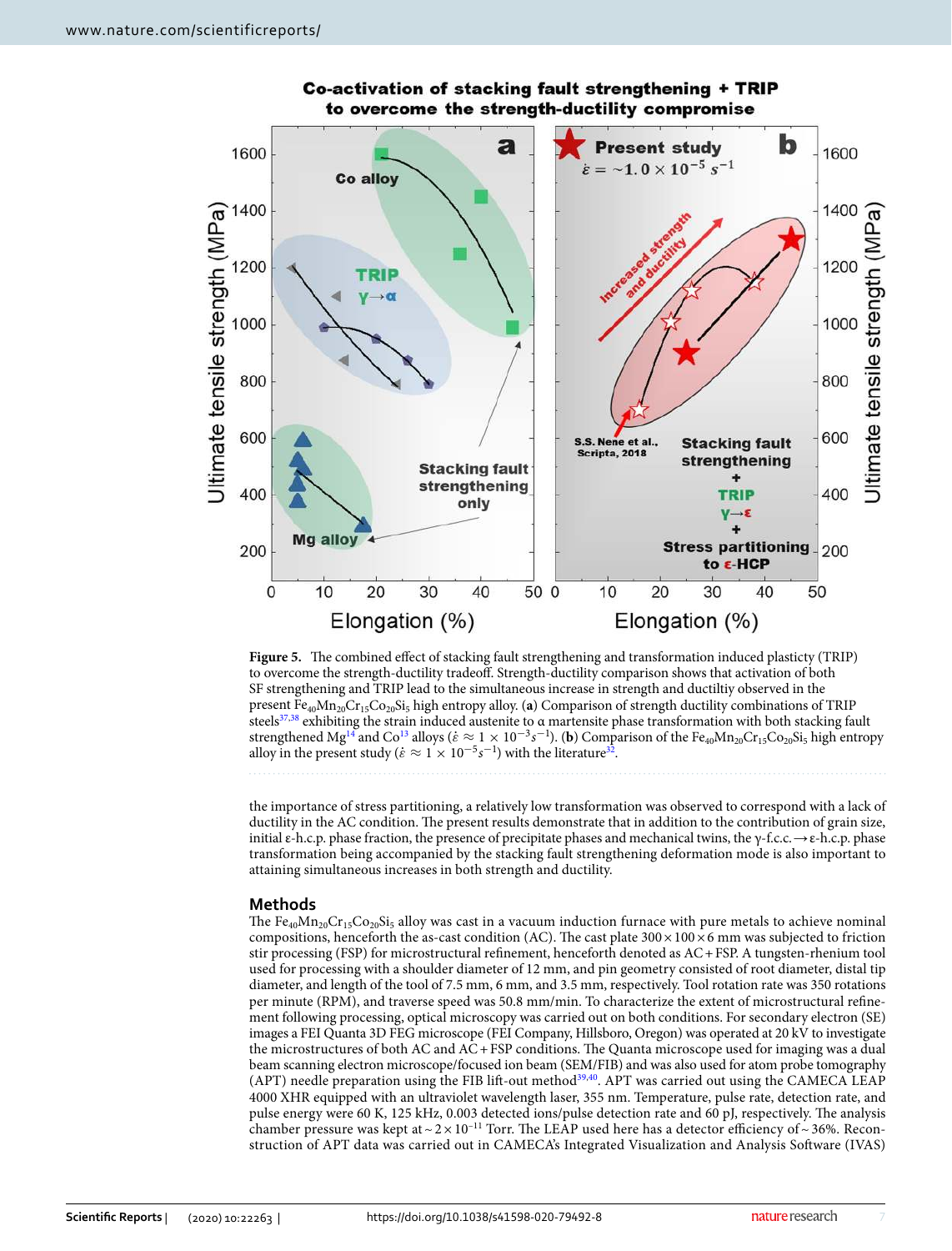**Figure 5.** The combined effect of stacking fault strengthening and transformation induced plasticty (TRIP) to overcome the strength-ductility tradeoff. Strength-ductility comparison shows that activation of both SF strengthening and TRIP lead to the simultaneous increase in strength and ductiltiy observed in the present $Fe_{40}Mn_{20}Cr_{15}Co_{20}Si_5$ high entropy alloy. (**a**) Comparison of strength ductility combinations of TRIP steels[37,38] exhibiting the strain induced austenite to α martensite phase transformation with both stacking fault strengthened Mg[14] and Co[13] alloys ($\dot{\varepsilon} \approx 1 \times 10^{-3} s^{-1}$). (**b**) Comparison of the $Fe_{40}Mn_{20}Cr_{15}Co_{20}Si_5$ high entropy alloy in the present study ($\dot{\varepsilon} \approx 1 \times 10^{-5} s^{-1}$) with the literature[32].

the importance of stress partitioning, a relatively low transformation was observed to correspond with a lack of ductility in the AC condition. The present results demonstrate that in addition to the contribution of grain size, initial ε-h.c.p. phase fraction, the presence of precipitate phases and mechanical twins, the γ-f.c.c.→ε-h.c.p. phase transformation being accompanied by the stacking fault strengthening deformation mode is also important to attaining simultaneous increases in both strength and ductility.

## Methods

The $Fe_{40}Mn_{20}Cr_{15}Co_{20}Si_5$ alloy was cast in a vacuum induction furnace with pure metals to achieve nominal compositions, henceforth the as-cast condition (AC). The cast plate 300 × 100 × 6 mm was subjected to friction stir processing (FSP) for microstructural refinement, henceforth denoted as AC + FSP. A tungsten-rhenium tool used for processing with a shoulder diameter of 12 mm, and pin geometry consisted of root diameter, distal tip diameter, and length of the tool of 7.5 mm, 6 mm, and 3.5 mm, respectively. Tool rotation rate was 350 rotations per minute (RPM), and traverse speed was 50.8 mm/min. To characterize the extent of microstructural refinement following processing, optical microscopy was carried out on both conditions. For secondary electron (SE) images a FEI Quanta 3D FEG microscope (FEI Company, Hillsboro, Oregon) was operated at 20 kV to investigate the microstructures of both AC and AC + FSP conditions. The Quanta microscope used for imaging was a dual beam scanning electron microscope/focused ion beam (SEM/FIB) and was also used for atom probe tomography (APT) needle preparation using the FIB lift-out method[39,40]. APT was carried out using the CAMECA LEAP 4000 XHR equipped with an ultraviolet wavelength laser, 355 nm. Temperature, pulse rate, detection rate, and pulse energy were 60 K, 125 kHz, 0.003 detected ions/pulse detection rate and 60 pJ, respectively. The analysis chamber pressure was kept at ~ $2 \times 10^{-11}$ Torr. The LEAP used here has a detector efficiency of ~ 36%. Reconstruction of APT data was carried out in CAMECA's Integrated Visualization and Analysis Software (IVAS)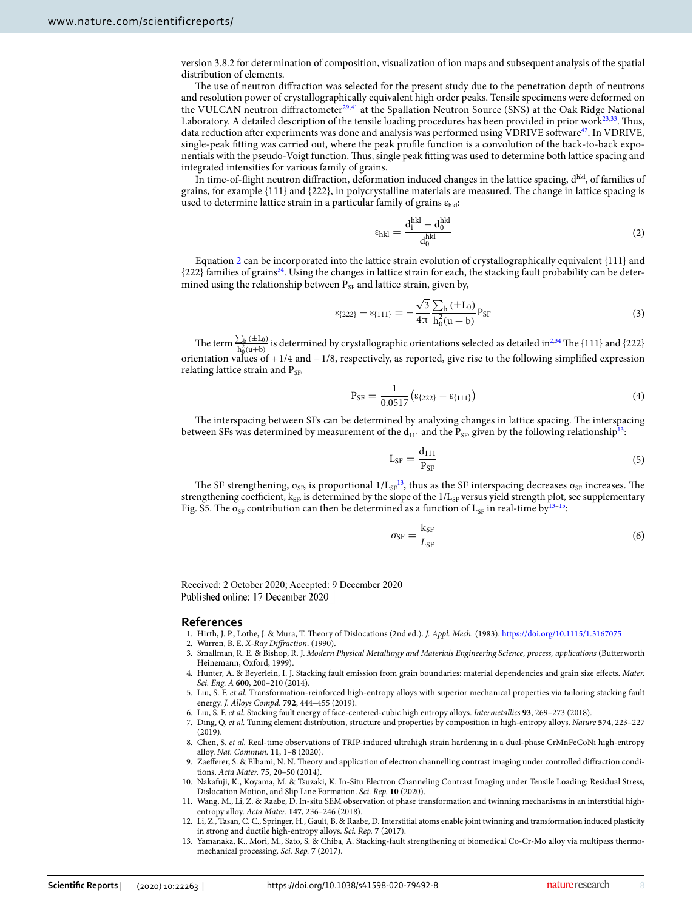version 3.8.2 for determination of composition, visualization of ion maps and subsequent analysis of the spatial distribution of elements.

The use of neutron diffraction was selected for the present study due to the penetration depth of neutrons and resolution power of crystallographically equivalent high order peaks. Tensile specimens were deformed on the VULCAN neutron diffractometer[29,41] at the Spallation Neutron Source (SNS) at the Oak Ridge National Laboratory. A detailed description of the tensile loading procedures has been provided in prior work[23,33]. Thus, data reduction after experiments was done and analysis was performed using VDRIVE software[42]. In VDRIVE, single-peak fitting was carried out, where the peak profile function is a convolution of the back-to-back exponentials with the pseudo-Voigt function. Thus, single peak fitting was used to determine both lattice spacing and integrated intensities for various family of grains.

In time-of-flight neutron diffraction, deformation induced changes in the lattice spacing, $d^{hkl}$, of families of grains, for example {111} and {222}, in polycrystalline materials are measured. The change in lattice spacing is used to determine lattice strain in a particular family of grains $\varepsilon_{hkl}$:

$$\varepsilon_{hkl} = \frac{d_i^{hkl} - d_0^{hkl}}{d_0^{hkl}} \tag{2}$$

Equation 2 can be incorporated into the lattice strain evolution of crystallographically equivalent {111} and {222} families of grains[34]. Using the changes in lattice strain for each, the stacking fault probability can be determined using the relationship between $P_{SF}$ and lattice strain, given by,

$$\varepsilon_{\{222\}} - \varepsilon_{\{111\}} = -\frac{\sqrt{3}}{4\pi}\frac{\sum_b (\pm L_0)}{h_0^2(u+b)}P_{SF} \tag{3}$$

The term $\frac{\sum_b (\pm L_0)}{h_0^2(u+b)}$ is determined by crystallographic orientations selected as detailed in[2,34] The {111} and {222} orientation values of + 1/4 and − 1/8, respectively, as reported, give rise to the following simplified expression relating lattice strain and $P_{SF}$,

$$P_{SF} = \frac{1}{0.0517}\left(\varepsilon_{\{222\}} - \varepsilon_{\{111\}}\right) \tag{4}$$

The interspacing between SFs can be determined by analyzing changes in lattice spacing. The interspacing between SFs was determined by measurement of the $d_{111}$ and the $P_{SF}$, given by the following relationship[13]:

$$L_{SF} = \frac{d_{111}}{P_{SF}} \tag{5}$$

The SF strengthening, $\sigma_{SF}$, is proportional $1/L_{SF}$[13], thus as the SF interspacing decreases $\sigma_{SF}$ increases. The strengthening coefficient, $k_{SF}$, is determined by the slope of the $1/L_{SF}$ versus yield strength plot, see supplementary Fig. S5. The $\sigma_{SF}$ contribution can then be determined as a function of $L_{SF}$ in real-time by[13–15]:

$$\sigma_{SF} = \frac{k_{SF}}{L_{SF}} \tag{6}$$

Received: 2 October 2020; Accepted: 9 December 2020
Published online: 17 December 2020

## References

1. Hirth, J. P., Lothe, J. & Mura, T. Theory of Dislocations (2nd ed.). *J. Appl. Mech.* (1983). https://doi.org/10.1115/1.3167075
2. Warren, B. E. *X-Ray Diffraction*. (1990).
3. Smallman, R. E. & Bishop, R. J. *Modern Physical Metallurgy and Materials Engineering Science, process, applications* (Butterworth Heinemann, Oxford, 1999).
4. Hunter, A. & Beyerlein, I. J. Stacking fault emission from grain boundaries: material dependencies and grain size effects. *Mater. Sci. Eng. A* **600**, 200–210 (2014).
5. Liu, S. F. *et al.* Transformation-reinforced high-entropy alloys with superior mechanical properties via tailoring stacking fault energy. *J. Alloys Compd.* **792**, 444–455 (2019).
6. Liu, S. F. *et al.* Stacking fault energy of face-centered-cubic high entropy alloys. *Intermetallics* **93**, 269–273 (2018).
7. Ding, Q. *et al.* Tuning element distribution, structure and properties by composition in high-entropy alloys. *Nature* **574**, 223–227 (2019).
8. Chen, S. *et al.* Real-time observations of TRIP-induced ultrahigh strain hardening in a dual-phase CrMnFeCoNi high-entropy alloy. *Nat. Commun.* **11**, 1–8 (2020).
9. Zaefferer, S. & Elhami, N. N. Theory and application of electron channelling contrast imaging under controlled diffraction conditions. *Acta Mater.* **75**, 20–50 (2014).
10. Nakafuji, K., Koyama, M. & Tsuzaki, K. In-Situ Electron Channeling Contrast Imaging under Tensile Loading: Residual Stress, Dislocation Motion, and Slip Line Formation. *Sci. Rep.* **10** (2020).
11. Wang, M., Li, Z. & Raabe, D. In-situ SEM observation of phase transformation and twinning mechanisms in an interstitial high-entropy alloy. *Acta Mater.* **147**, 236–246 (2018).
12. Li, Z., Tasan, C. C., Springer, H., Gault, B. & Raabe, D. Interstitial atoms enable joint twinning and transformation induced plasticity in strong and ductile high-entropy alloys. *Sci. Rep.* **7** (2017).
13. Yamanaka, K., Mori, M., Sato, S. & Chiba, A. Stacking-fault strengthening of biomedical Co-Cr-Mo alloy via multipass thermomechanical processing. *Sci. Rep.* **7** (2017).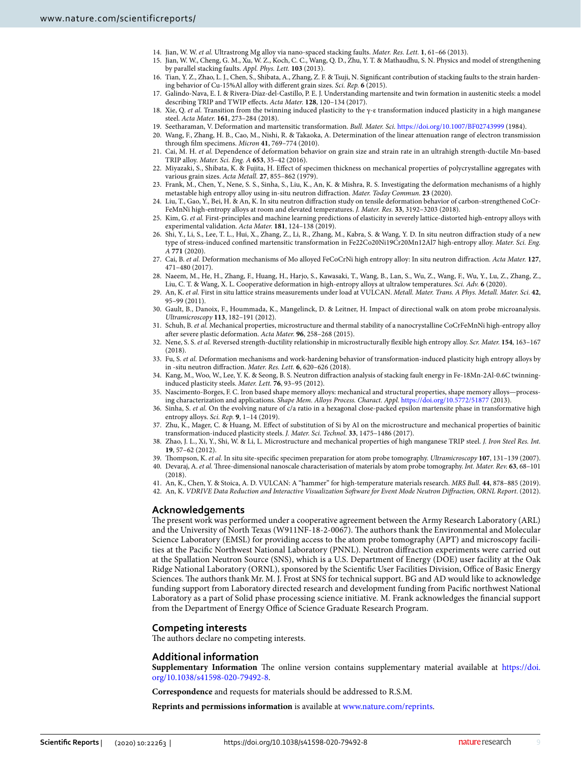14. Jian, W. W. *et al.* Ultrastrong Mg alloy via nano-spaced stacking faults. *Mater. Res. Lett.* **1**, 61–66 (2013).
15. Jian, W. W., Cheng, G. M., Xu, W. Z., Koch, C. C., Wang, Q. D., Zhu, Y. T. & Mathaudhu, S. N. Physics and model of strengthening by parallel stacking faults. *Appl. Phys. Lett.* **103** (2013).
16. Tian, Y. Z., Zhao, L. J., Chen, S., Shibata, A., Zhang, Z. F. & Tsuji, N. Significant contribution of stacking faults to the strain hardening behavior of Cu-15%Al alloy with different grain sizes. *Sci. Rep.* **6** (2015).
17. Galindo-Nava, E. I. & Rivera-Díaz-del-Castillo, P. E. J. Understanding martensite and twin formation in austenitic steels: a model describing TRIP and TWIP effects. *Acta Mater.* **128**, 120–134 (2017).
18. Xie, Q. *et al.* Transition from the twinning induced plasticity to the γ-ε transformation induced plasticity in a high manganese steel. *Acta Mater.* **161**, 273–284 (2018).
19. Seetharaman, V. Deformation and martensitic transformation. *Bull. Mater. Sci.* https://doi.org/10.1007/BF02743999 (1984).
20. Wang, F., Zhang, H. B., Cao, M., Nishi, R. & Takaoka, A. Determination of the linear attenuation range of electron transmission through film specimens. *Micron* **41**, 769–774 (2010).
21. Cai, M. H. *et al.* Dependence of deformation behavior on grain size and strain rate in an ultrahigh strength-ductile Mn-based TRIP alloy. *Mater. Sci. Eng. A* **653**, 35–42 (2016).
22. Miyazaki, S., Shibata, K. & Fujita, H. Effect of specimen thickness on mechanical properties of polycrystalline aggregates with various grain sizes. *Acta Metall.* **27**, 855–862 (1979).
23. Frank, M., Chen, Y., Nene, S. S., Sinha, S., Liu, K., An, K. & Mishra, R. S. Investigating the deformation mechanisms of a highly metastable high entropy alloy using in-situ neutron diffraction. *Mater. Today Commun.* **23** (2020).
24. Liu, T., Gao, Y., Bei, H. & An, K. In situ neutron diffraction study on tensile deformation behavior of carbon-strengthened CoCrFeMnNi high-entropy alloys at room and elevated temperatures. *J. Mater. Res.* **33**, 3192–3203 (2018).
25. Kim, G. *et al.* First-principles and machine learning predictions of elasticity in severely lattice-distorted high-entropy alloys with experimental validation. *Acta Mater.* **181**, 124–138 (2019).
26. Shi, Y., Li, S., Lee, T. L., Hui, X., Zhang, Z., Li, R., Zhang, M., Kabra, S. & Wang, Y. D. In situ neutron diffraction study of a new type of stress-induced confined martensitic transformation in Fe22Co20Ni19Cr20Mn12Al7 high-entropy alloy. *Mater. Sci. Eng. A* **771** (2020).
27. Cai, B. *et al.* Deformation mechanisms of Mo alloyed FeCoCrNi high entropy alloy: In situ neutron diffraction. *Acta Mater.* **127**, 471–480 (2017).
28. Naeem, M., He, H., Zhang, F., Huang, H., Harjo, S., Kawasaki, T., Wang, B., Lan, S., Wu, Z., Wang, F., Wu, Y., Lu, Z., Zhang, Z., Liu, C. T. & Wang, X. L. Cooperative deformation in high-entropy alloys at ultralow temperatures. *Sci. Adv.* **6** (2020).
29. An, K. *et al.* First in situ lattice strains measurements under load at VULCAN. *Metall. Mater. Trans. A Phys. Metall. Mater. Sci.* **42**, 95–99 (2011).
30. Gault, B., Danoix, F., Hoummada, K., Mangelinck, D. & Leitner, H. Impact of directional walk on atom probe microanalysis. *Ultramicroscopy* **113**, 182–191 (2012).
31. Schuh, B. *et al.* Mechanical properties, microstructure and thermal stability of a nanocrystalline CoCrFeMnNi high-entropy alloy after severe plastic deformation. *Acta Mater.* **96**, 258–268 (2015).
32. Nene, S. S. *et al.* Reversed strength-ductility relationship in microstructurally flexible high entropy alloy. *Scr. Mater.* **154**, 163–167 (2018).
33. Fu, S. *et al.* Deformation mechanisms and work-hardening behavior of transformation-induced plasticity high entropy alloys by in -situ neutron diffraction. *Mater. Res. Lett.* **6**, 620–626 (2018).
34. Kang, M., Woo, W., Lee, Y. K. & Seong, B. S. Neutron diffraction analysis of stacking fault energy in Fe-18Mn-2Al-0.6C twinning-induced plasticity steels. *Mater. Lett.* **76**, 93–95 (2012).
35. Nascimento-Borges, F. C. Iron based shape memory alloys: mechanical and structural properties, shape memory alloys—processing characterization and applications. *Shape Mem. Alloys Process. Charact. Appl.* https://doi.org/10.5772/51877 (2013).
36. Sinha, S. *et al.* On the evolving nature of c/a ratio in a hexagonal close-packed epsilon martensite phase in transformative high entropy alloys. *Sci. Rep.* **9**, 1–14 (2019).
37. Zhu, K., Mager, C. & Huang, M. Effect of substitution of Si by Al on the microstructure and mechanical properties of bainitic transformation-induced plasticity steels. *J. Mater. Sci. Technol.* **33**, 1475–1486 (2017).
38. Zhao, J. L., Xi, Y., Shi, W. & Li, L. Microstructure and mechanical properties of high manganese TRIP steel. *J. Iron Steel Res. Int.* **19**, 57–62 (2012).
39. Thompson, K. *et al.* In situ site-specific specimen preparation for atom probe tomography. *Ultramicroscopy* **107**, 131–139 (2007).
40. Devaraj, A. *et al.* Three-dimensional nanoscale characterisation of materials by atom probe tomography. *Int. Mater. Rev.* **63**, 68–101 (2018).
41. An, K., Chen, Y. & Stoica, A. D. VULCAN: A "hammer" for high-temperature materials research. *MRS Bull.* **44**, 878–885 (2019).
42. An, K. *VDRIVE Data Reduction and Interactive Visualization Software for Event Mode Neutron Diffraction, ORNL Report*. (2012).

## Acknowledgements

The present work was performed under a cooperative agreement between the Army Research Laboratory (ARL) and the University of North Texas (W911NF-18-2-0067). The authors thank the Environmental and Molecular Science Laboratory (EMSL) for providing access to the atom probe tomography (APT) and microscopy facilities at the Pacific Northwest National Laboratory (PNNL). Neutron diffraction experiments were carried out at the Spallation Neutron Source (SNS), which is a U.S. Department of Energy (DOE) user facility at the Oak Ridge National Laboratory (ORNL), sponsored by the Scientific User Facilities Division, Office of Basic Energy Sciences. The authors thank Mr. M. J. Frost at SNS for technical support. BG and AD would like to acknowledge funding support from Laboratory directed research and development funding from Pacific northwest National Laboratory as a part of Solid phase processing science initiative. M. Frank acknowledges the financial support from the Department of Energy Office of Science Graduate Research Program.

## Competing interests

The authors declare no competing interests.

## Additional information

**Supplementary Information** The online version contains supplementary material available at https://doi.org/10.1038/s41598-020-79492-8.

**Correspondence** and requests for materials should be addressed to R.S.M.

**Reprints and permissions information** is available at www.nature.com/reprints.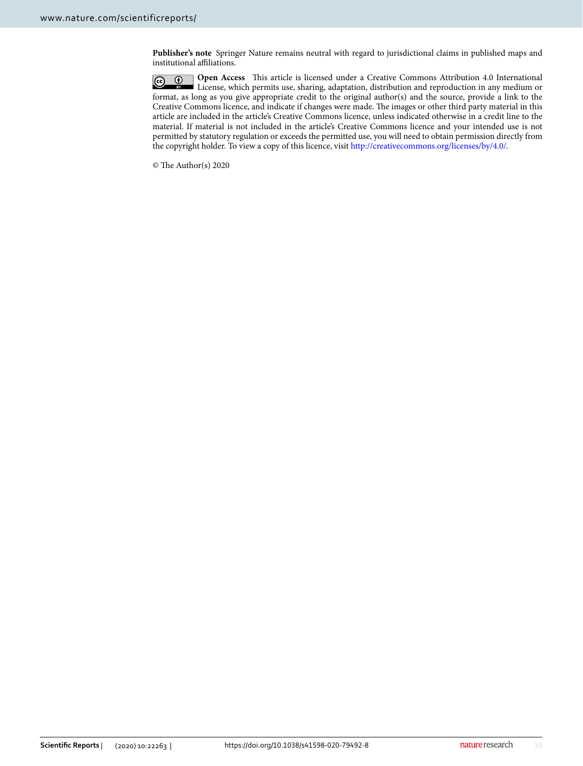**Publisher's note** Springer Nature remains neutral with regard to jurisdictional claims in published maps and institutional affiliations.

**Open Access** This article is licensed under a Creative Commons Attribution 4.0 International License, which permits use, sharing, adaptation, distribution and reproduction in any medium or format, as long as you give appropriate credit to the original author(s) and the source, provide a link to the Creative Commons licence, and indicate if changes were made. The images or other third party material in this article are included in the article's Creative Commons licence, unless indicated otherwise in a credit line to the material. If material is not included in the article's Creative Commons licence and your intended use is not permitted by statutory regulation or exceeds the permitted use, you will need to obtain permission directly from the copyright holder. To view a copy of this licence, visit http://creativecommons.org/licenses/by/4.0/.

© The Author(s) 2020